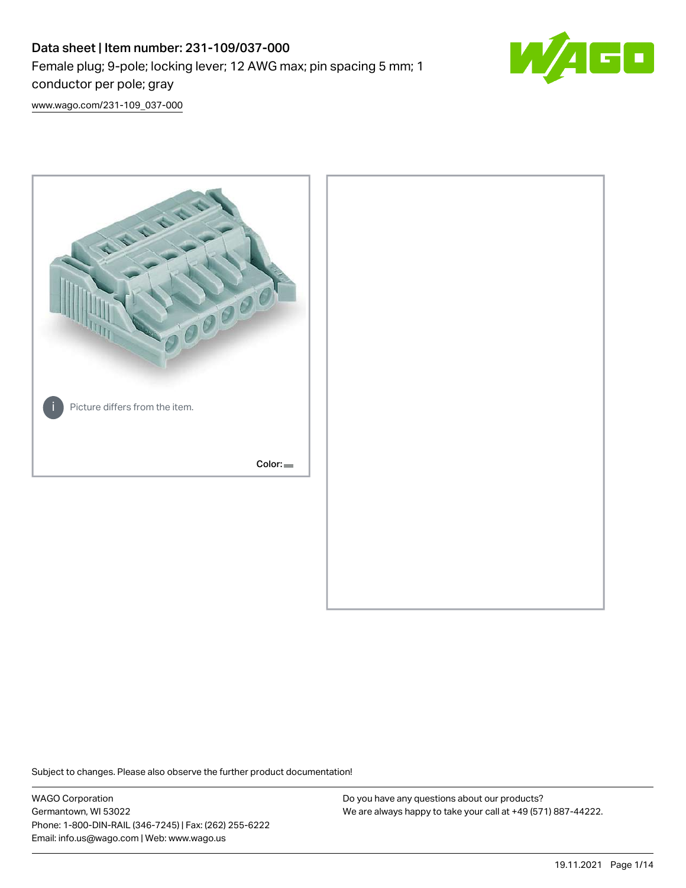# Data sheet | Item number: 231-109/037-000

Female plug; 9-pole; locking lever; 12 AWG max; pin spacing 5 mm; 1 conductor per pole; gray

www.wago.com/231-109_037-000

Picture differs from the item.

Color:

Subject to changes. Please also observe the further product documentation!

WAGO Corporation
Germantown, WI 53022
Phone: 1-800-DIN-RAIL (346-7245) | Fax: (262) 255-6222
Email: info.us@wago.com | Web: www.wago.us

Do you have any questions about our products?
We are always happy to take your call at +49 (571) 887-44222.

19.11.2021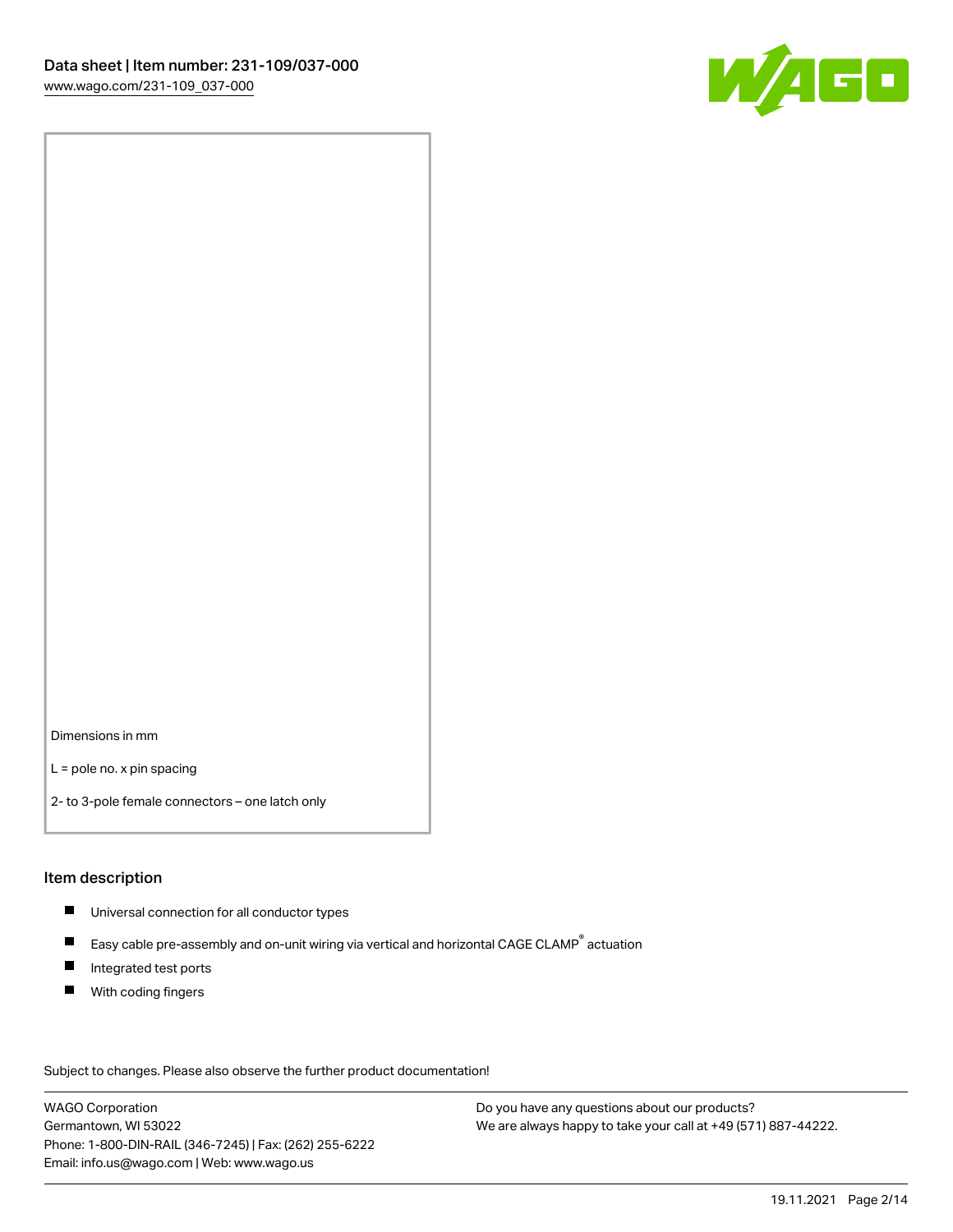Dimensions in mm

L = pole no. x pin spacing

2- to 3-pole female connectors – one latch only

## Item description

- Universal connection for all conductor types
- Easy cable pre-assembly and on-unit wiring via vertical and horizontal CAGE CLAMP® actuation
- Integrated test ports
- With coding fingers

Subject to changes. Please also observe the further product documentation!

WAGO Corporation
Germantown, WI 53022
Phone: 1-800-DIN-RAIL (346-7245) | Fax: (262) 255-6222
Email: info.us@wago.com | Web: www.wago.us

Do you have any questions about our products?
We are always happy to take your call at +49 (571) 887-44222.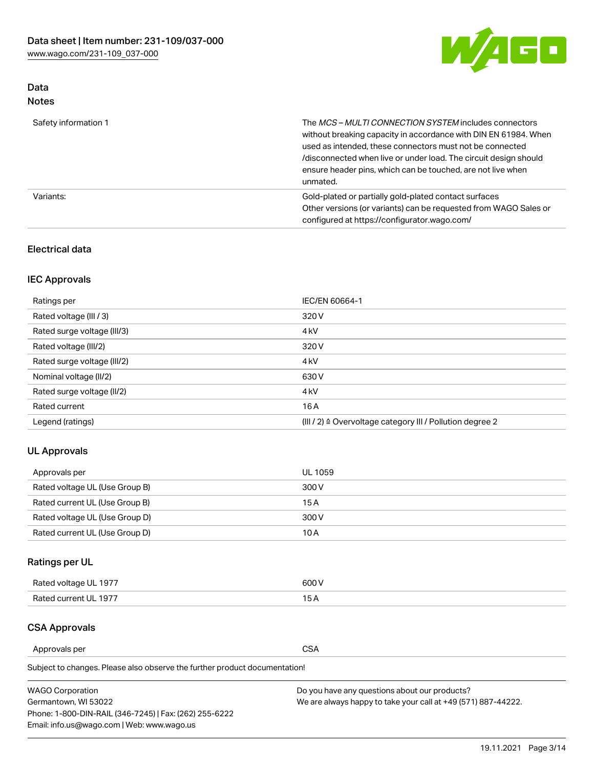## Data
### Notes

| | |
|---|---|
| Safety information 1 | The *MCS – MULTI CONNECTION SYSTEM* includes connectors without breaking capacity in accordance with DIN EN 61984. When used as intended, these connectors must not be connected /disconnected when live or under load. The circuit design should ensure header pins, which can be touched, are not live when unmated. |
| Variants: | Gold-plated or partially gold-plated contact surfaces<br>Other versions (or variants) can be requested from WAGO Sales or configured at https://configurator.wago.com/ |

### Electrical data

### IEC Approvals

| | |
|---|---|
| Ratings per | IEC/EN 60664-1 |
| Rated voltage (III / 3) | 320 V |
| Rated surge voltage (III/3) | 4 kV |
| Rated voltage (III/2) | 320 V |
| Rated surge voltage (III/2) | 4 kV |
| Nominal voltage (II/2) | 630 V |
| Rated surge voltage (II/2) | 4 kV |
| Rated current | 16 A |
| Legend (ratings) | (III / 2) ≙ Overvoltage category III / Pollution degree 2 |

### UL Approvals

| | |
|---|---|
| Approvals per | UL 1059 |
| Rated voltage UL (Use Group B) | 300 V |
| Rated current UL (Use Group B) | 15 A |
| Rated voltage UL (Use Group D) | 300 V |
| Rated current UL (Use Group D) | 10 A |

### Ratings per UL

| | |
|---|---|
| Rated voltage UL 1977 | 600 V |
| Rated current UL 1977 | 15 A |

### CSA Approvals

| | |
|---|---|
| Approvals per | CSA |

Subject to changes. Please also observe the further product documentation!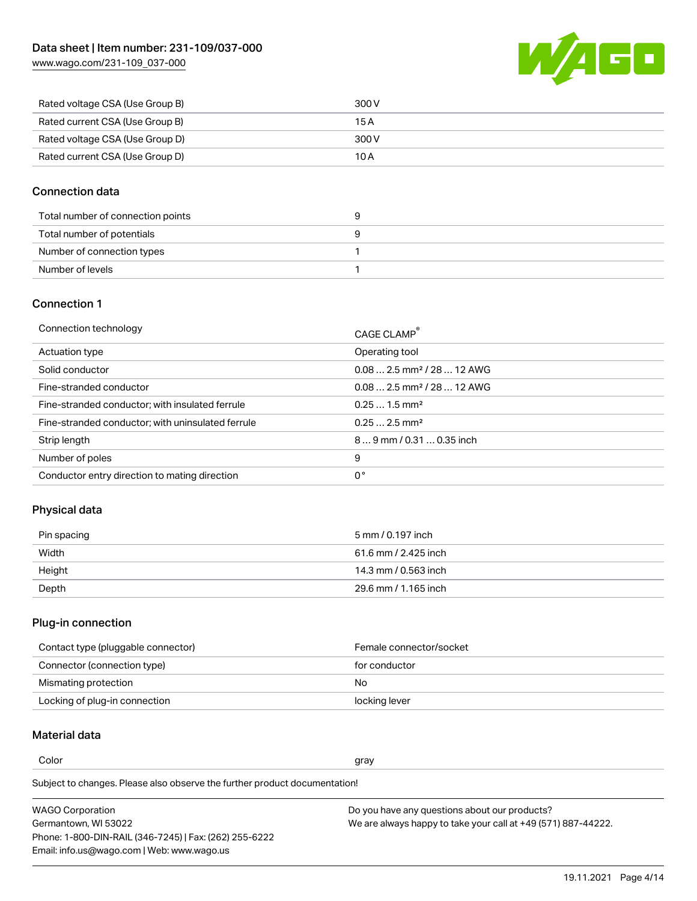| | |
|---|---|
| Rated voltage CSA (Use Group B) | 300 V |
| Rated current CSA (Use Group B) | 15 A |
| Rated voltage CSA (Use Group D) | 300 V |
| Rated current CSA (Use Group D) | 10 A |

## Connection data

| | |
|---|---|
| Total number of connection points | 9 |
| Total number of potentials | 9 |
| Number of connection types | 1 |
| Number of levels | 1 |

## Connection 1

| | |
|---|---|
| Connection technology | CAGE CLAMP® |
| Actuation type | Operating tool |
| Solid conductor | 0.08 … 2.5 mm² / 28 … 12 AWG |
| Fine-stranded conductor | 0.08 … 2.5 mm² / 28 … 12 AWG |
| Fine-stranded conductor; with insulated ferrule | 0.25 … 1.5 mm² |
| Fine-stranded conductor; with uninsulated ferrule | 0.25 … 2.5 mm² |
| Strip length | 8 … 9 mm / 0.31 … 0.35 inch |
| Number of poles | 9 |
| Conductor entry direction to mating direction | 0 ° |

## Physical data

| | |
|---|---|
| Pin spacing | 5 mm / 0.197 inch |
| Width | 61.6 mm / 2.425 inch |
| Height | 14.3 mm / 0.563 inch |
| Depth | 29.6 mm / 1.165 inch |

## Plug-in connection

| | |
|---|---|
| Contact type (pluggable connector) | Female connector/socket |
| Connector (connection type) | for conductor |
| Mismating protection | No |
| Locking of plug-in connection | locking lever |

## Material data

| | |
|---|---|
| Color | gray |

Subject to changes. Please also observe the further product documentation!

WAGO Corporation
Germantown, WI 53022
Phone: 1-800-DIN-RAIL (346-7245) | Fax: (262) 255-6222
Email: info.us@wago.com | Web: www.wago.us

Do you have any questions about our products?
We are always happy to take your call at +49 (571) 887-44222.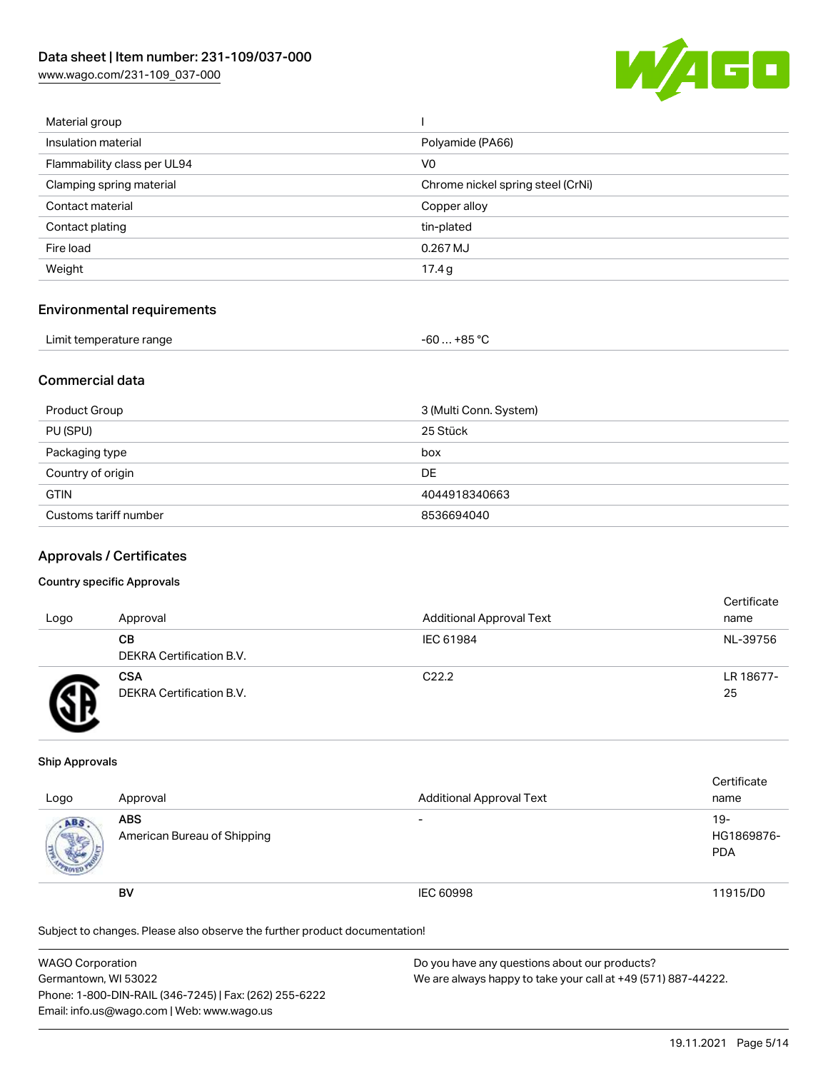| Material group | I |
|---|---|
| Insulation material | Polyamide (PA66) |
| Flammability class per UL94 | V0 |
| Clamping spring material | Chrome nickel spring steel (CrNi) |
| Contact material | Copper alloy |
| Contact plating | tin-plated |
| Fire load | 0.267 MJ |
| Weight | 17.4 g |

## Environmental requirements

| Limit temperature range | -60 … +85 °C |
|---|---|

## Commercial data

| Product Group | 3 (Multi Conn. System) |
|---|---|
| PU (SPU) | 25 Stück |
| Packaging type | box |
| Country of origin | DE |
| GTIN | 4044918340663 |
| Customs tariff number | 8536694040 |

## Approvals / Certificates

### Country specific Approvals

| Logo | Approval | Additional Approval Text | Certificate name |
|---|---|---|---|
| | **CB** DEKRA Certification B.V. | IEC 61984 | NL-39756 |
| | **CSA** DEKRA Certification B.V. | C22.2 | LR 18677-25 |

### Ship Approvals

| Logo | Approval | Additional Approval Text | Certificate name |
|---|---|---|---|
| | **ABS** American Bureau of Shipping | - | 19-HG1869876-PDA |
| | **BV** | IEC 60998 | 11915/D0 |

Subject to changes. Please also observe the further product documentation!

WAGO Corporation
Germantown, WI 53022
Phone: 1-800-DIN-RAIL (346-7245) | Fax: (262) 255-6222
Email: info.us@wago.com | Web: www.wago.us

Do you have any questions about our products?
We are always happy to take your call at +49 (571) 887-44222.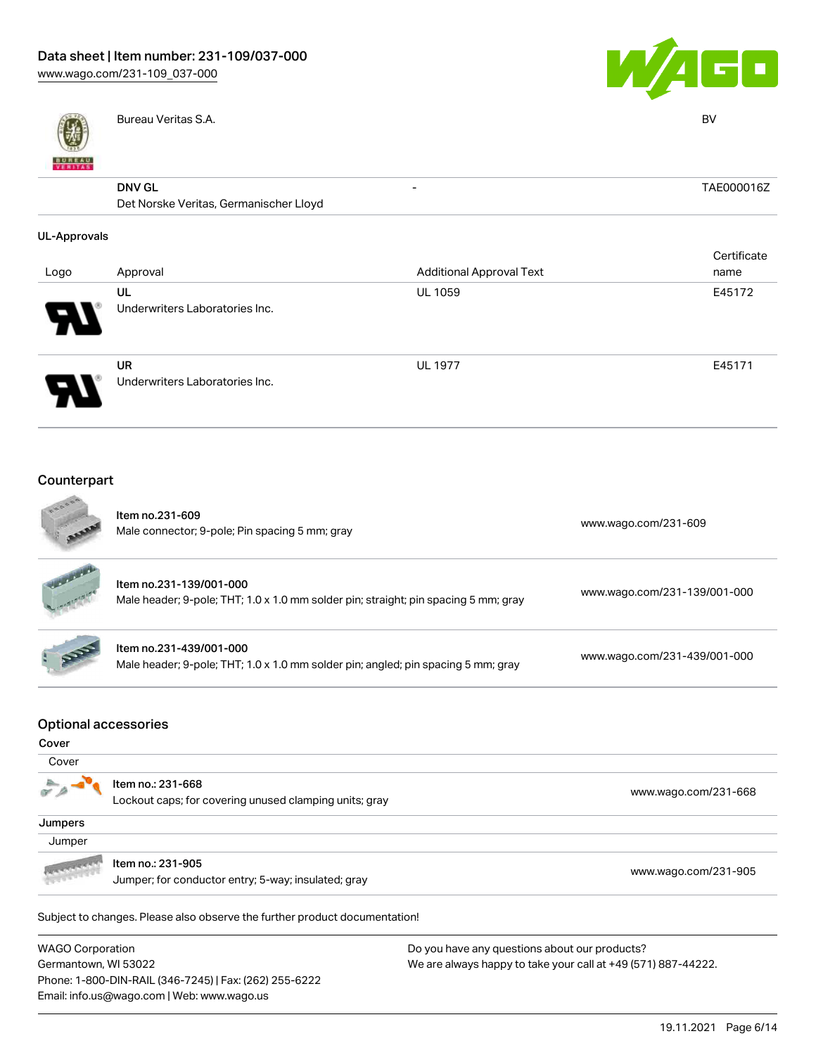| | | | |
|---|---|---|---|
| | Bureau Veritas S.A. | | BV |
| | **DNV GL** Det Norske Veritas, Germanischer Lloyd | - | TAE000016Z |

### UL-Approvals

| Logo | Approval | Additional Approval Text | Certificate name |
|---|---|---|---|
| | **UL** Underwriters Laboratories Inc. | UL 1059 | E45172 |
| | **UR** Underwriters Laboratories Inc. | UL 1977 | E45171 |

## Counterpart

| | | |
|---|---|---|
| | **Item no.231-609** Male connector; 9-pole; Pin spacing 5 mm; gray | www.wago.com/231-609 |
| | **Item no.231-139/001-000** Male header; 9-pole; THT; 1.0 x 1.0 mm solder pin; straight; pin spacing 5 mm; gray | www.wago.com/231-139/001-000 |
| | **Item no.231-439/001-000** Male header; 9-pole; THT; 1.0 x 1.0 mm solder pin; angled; pin spacing 5 mm; gray | www.wago.com/231-439/001-000 |

## Optional accessories

**Cover**

| Cover | | |
|---|---|---|
| | **Item no.: 231-668** Lockout caps; for covering unused clamping units; gray | www.wago.com/231-668 |

**Jumpers**

| Jumper | | |
|---|---|---|
| | **Item no.: 231-905** Jumper; for conductor entry; 5-way; insulated; gray | www.wago.com/231-905 |

Subject to changes. Please also observe the further product documentation!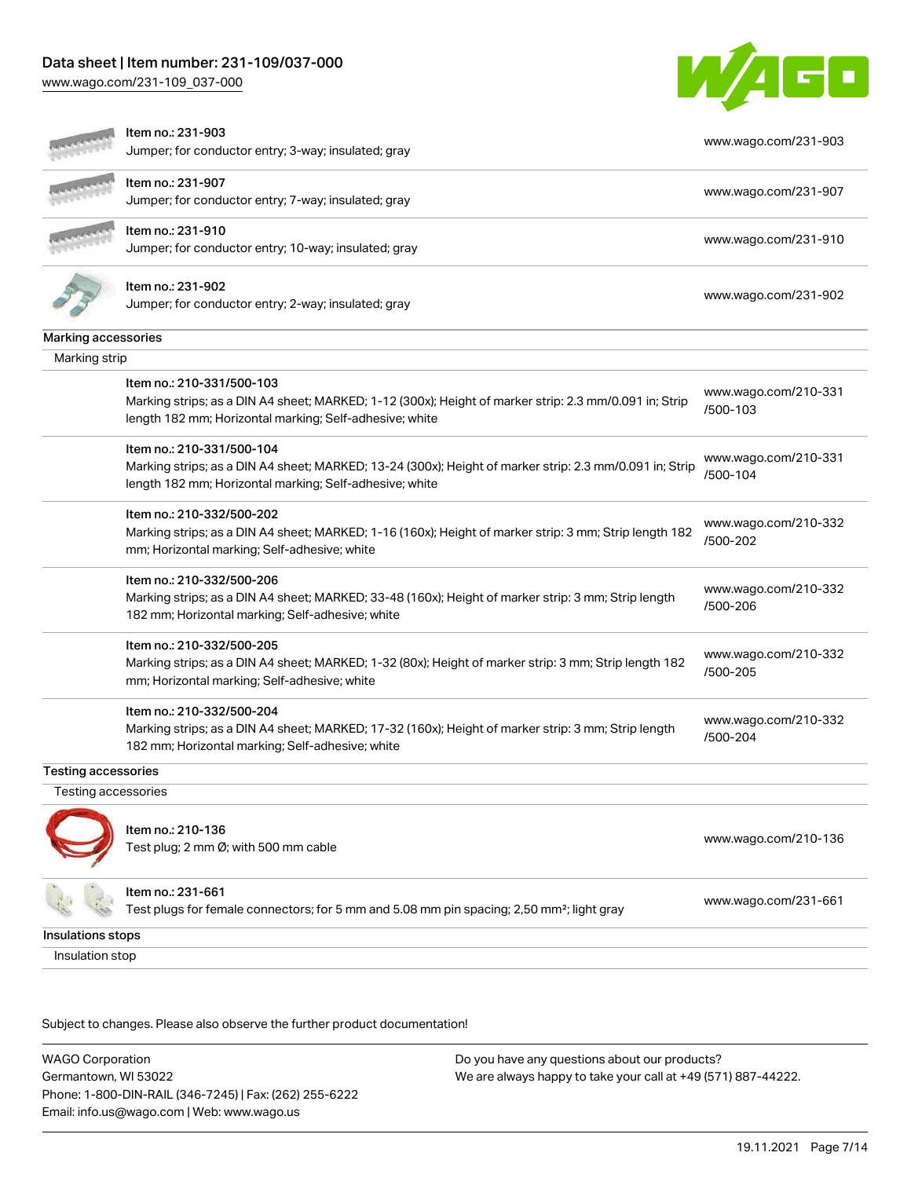| | | |
|---|---|---|
| | Item no.: 231-903<br>Jumper; for conductor entry; 3-way; insulated; gray | www.wago.com/231-903 |
| | Item no.: 231-907<br>Jumper; for conductor entry; 7-way; insulated; gray | www.wago.com/231-907 |
| | Item no.: 231-910<br>Jumper; for conductor entry; 10-way; insulated; gray | www.wago.com/231-910 |
| | Item no.: 231-902<br>Jumper; for conductor entry; 2-way; insulated; gray | www.wago.com/231-902 |

### Marking accessories

Marking strip

| | | |
|---|---|---|
| | Item no.: 210-331/500-103<br>Marking strips; as a DIN A4 sheet; MARKED; 1-12 (300x); Height of marker strip: 2.3 mm/0.091 in; Strip length 182 mm; Horizontal marking; Self-adhesive; white | www.wago.com/210-331/500-103 |
| | Item no.: 210-331/500-104<br>Marking strips; as a DIN A4 sheet; MARKED; 13-24 (300x); Height of marker strip: 2.3 mm/0.091 in; Strip length 182 mm; Horizontal marking; Self-adhesive; white | www.wago.com/210-331/500-104 |
| | Item no.: 210-332/500-202<br>Marking strips; as a DIN A4 sheet; MARKED; 1-16 (160x); Height of marker strip: 3 mm; Strip length 182 mm; Horizontal marking; Self-adhesive; white | www.wago.com/210-332/500-202 |
| | Item no.: 210-332/500-206<br>Marking strips; as a DIN A4 sheet; MARKED; 33-48 (160x); Height of marker strip: 3 mm; Strip length 182 mm; Horizontal marking; Self-adhesive; white | www.wago.com/210-332/500-206 |
| | Item no.: 210-332/500-205<br>Marking strips; as a DIN A4 sheet; MARKED; 1-32 (80x); Height of marker strip: 3 mm; Strip length 182 mm; Horizontal marking; Self-adhesive; white | www.wago.com/210-332/500-205 |
| | Item no.: 210-332/500-204<br>Marking strips; as a DIN A4 sheet; MARKED; 17-32 (160x); Height of marker strip: 3 mm; Strip length 182 mm; Horizontal marking; Self-adhesive; white | www.wago.com/210-332/500-204 |

### Testing accessories

Testing accessories

| | | |
|---|---|---|
| | Item no.: 210-136<br>Test plug; 2 mm Ø; with 500 mm cable | www.wago.com/210-136 |
| | Item no.: 231-661<br>Test plugs for female connectors; for 5 mm and 5.08 mm pin spacing; 2,50 mm²; light gray | www.wago.com/231-661 |

### Insulations stops

Insulation stop

Subject to changes. Please also observe the further product documentation!

WAGO Corporation
Germantown, WI 53022
Phone: 1-800-DIN-RAIL (346-7245) | Fax: (262) 255-6222
Email: info.us@wago.com | Web: www.wago.us

Do you have any questions about our products?
We are always happy to take your call at +49 (571) 887-44222.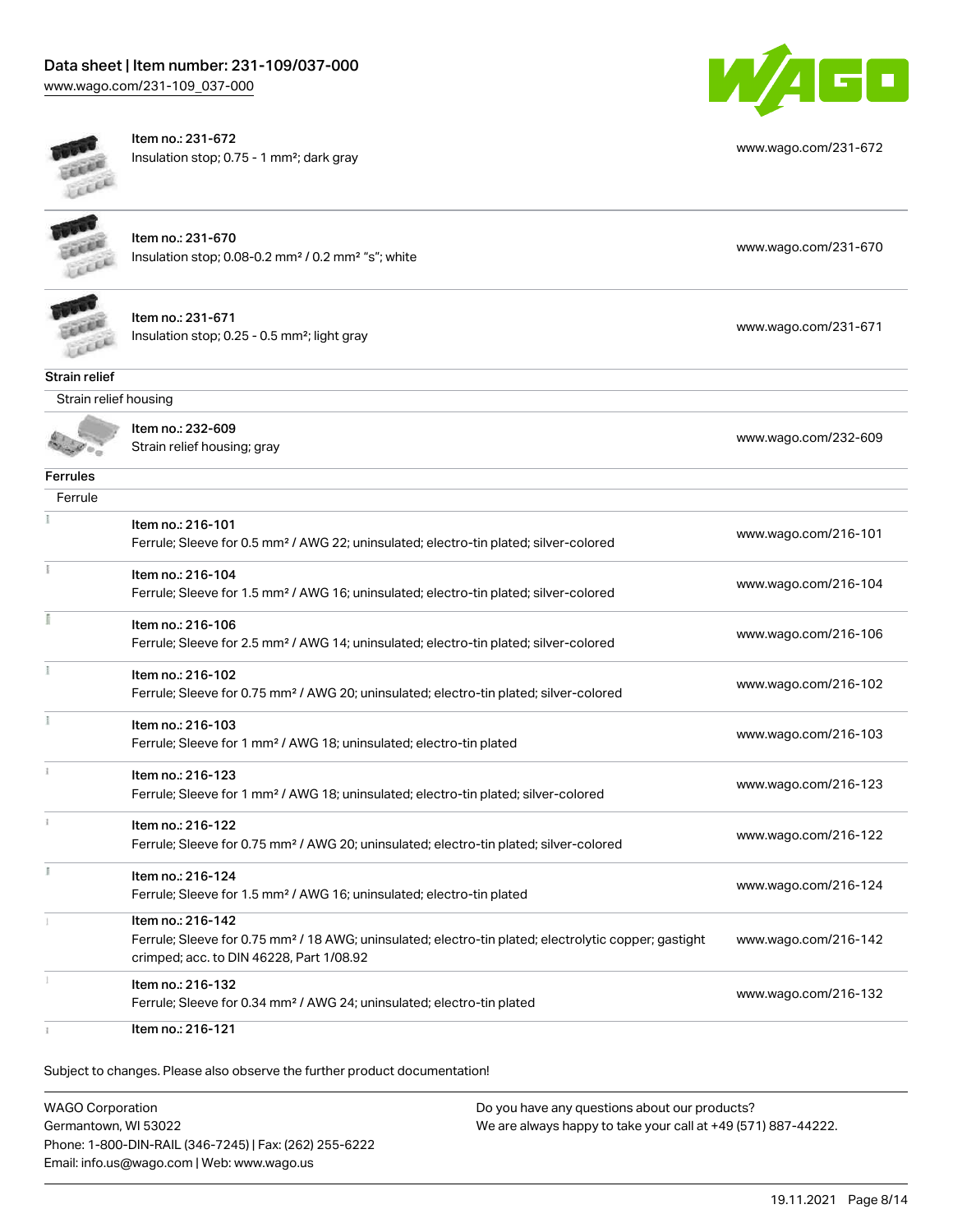| | | |
|---|---|---|
| | Item no.: 231-672<br>Insulation stop; 0.75 - 1 mm²; dark gray | www.wago.com/231-672 |
| | Item no.: 231-670<br>Insulation stop; 0.08-0.2 mm² / 0.2 mm² "s"; white | www.wago.com/231-670 |
| | Item no.: 231-671<br>Insulation stop; 0.25 - 0.5 mm²; light gray | www.wago.com/231-671 |

**Strain relief**

Strain relief housing

| | | |
|---|---|---|
| | Item no.: 232-609<br>Strain relief housing; gray | www.wago.com/232-609 |

**Ferrules**

Ferrule

| | | |
|---|---|---|
| | Item no.: 216-101<br>Ferrule; Sleeve for 0.5 mm² / AWG 22; uninsulated; electro-tin plated; silver-colored | www.wago.com/216-101 |
| | Item no.: 216-104<br>Ferrule; Sleeve for 1.5 mm² / AWG 16; uninsulated; electro-tin plated; silver-colored | www.wago.com/216-104 |
| | Item no.: 216-106<br>Ferrule; Sleeve for 2.5 mm² / AWG 14; uninsulated; electro-tin plated; silver-colored | www.wago.com/216-106 |
| | Item no.: 216-102<br>Ferrule; Sleeve for 0.75 mm² / AWG 20; uninsulated; electro-tin plated; silver-colored | www.wago.com/216-102 |
| | Item no.: 216-103<br>Ferrule; Sleeve for 1 mm² / AWG 18; uninsulated; electro-tin plated | www.wago.com/216-103 |
| | Item no.: 216-123<br>Ferrule; Sleeve for 1 mm² / AWG 18; uninsulated; electro-tin plated; silver-colored | www.wago.com/216-123 |
| | Item no.: 216-122<br>Ferrule; Sleeve for 0.75 mm² / AWG 20; uninsulated; electro-tin plated; silver-colored | www.wago.com/216-122 |
| | Item no.: 216-124<br>Ferrule; Sleeve for 1.5 mm² / AWG 16; uninsulated; electro-tin plated | www.wago.com/216-124 |
| | Item no.: 216-142<br>Ferrule; Sleeve for 0.75 mm² / 18 AWG; uninsulated; electro-tin plated; electrolytic copper; gastight crimped; acc. to DIN 46228, Part 1/08.92 | www.wago.com/216-142 |
| | Item no.: 216-132<br>Ferrule; Sleeve for 0.34 mm² / AWG 24; uninsulated; electro-tin plated | www.wago.com/216-132 |
| | Item no.: 216-121 | |

Subject to changes. Please also observe the further product documentation!

WAGO Corporation
Germantown, WI 53022
Phone: 1-800-DIN-RAIL (346-7245) | Fax: (262) 255-6222
Email: info.us@wago.com | Web: www.wago.us

Do you have any questions about our products?
We are always happy to take your call at +49 (571) 887-44222.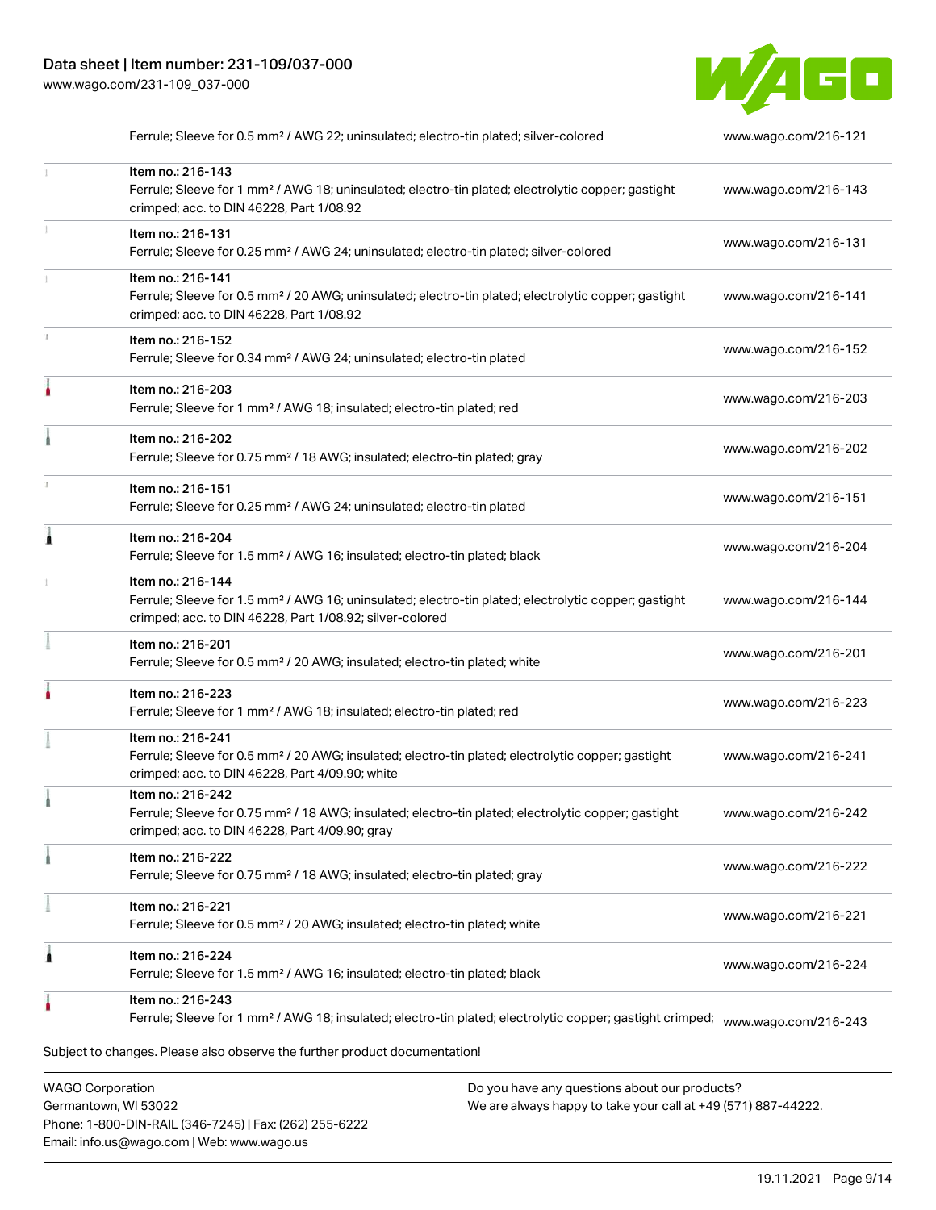| | | |
|---|---|---|
| | Ferrule; Sleeve for 0.5 mm² / AWG 22; uninsulated; electro-tin plated; silver-colored | www.wago.com/216-121 |
| | Item no.: 216-143<br>Ferrule; Sleeve for 1 mm² / AWG 18; uninsulated; electro-tin plated; electrolytic copper; gastight crimped; acc. to DIN 46228, Part 1/08.92 | www.wago.com/216-143 |
| | Item no.: 216-131<br>Ferrule; Sleeve for 0.25 mm² / AWG 24; uninsulated; electro-tin plated; silver-colored | www.wago.com/216-131 |
| | Item no.: 216-141<br>Ferrule; Sleeve for 0.5 mm² / 20 AWG; uninsulated; electro-tin plated; electrolytic copper; gastight crimped; acc. to DIN 46228, Part 1/08.92 | www.wago.com/216-141 |
| | Item no.: 216-152<br>Ferrule; Sleeve for 0.34 mm² / AWG 24; uninsulated; electro-tin plated | www.wago.com/216-152 |
| | Item no.: 216-203<br>Ferrule; Sleeve for 1 mm² / AWG 18; insulated; electro-tin plated; red | www.wago.com/216-203 |
| | Item no.: 216-202<br>Ferrule; Sleeve for 0.75 mm² / 18 AWG; insulated; electro-tin plated; gray | www.wago.com/216-202 |
| | Item no.: 216-151<br>Ferrule; Sleeve for 0.25 mm² / AWG 24; uninsulated; electro-tin plated | www.wago.com/216-151 |
| | Item no.: 216-204<br>Ferrule; Sleeve for 1.5 mm² / AWG 16; insulated; electro-tin plated; black | www.wago.com/216-204 |
| | Item no.: 216-144<br>Ferrule; Sleeve for 1.5 mm² / AWG 16; uninsulated; electro-tin plated; electrolytic copper; gastight crimped; acc. to DIN 46228, Part 1/08.92; silver-colored | www.wago.com/216-144 |
| | Item no.: 216-201<br>Ferrule; Sleeve for 0.5 mm² / 20 AWG; insulated; electro-tin plated; white | www.wago.com/216-201 |
| | Item no.: 216-223<br>Ferrule; Sleeve for 1 mm² / AWG 18; insulated; electro-tin plated; red | www.wago.com/216-223 |
| | Item no.: 216-241<br>Ferrule; Sleeve for 0.5 mm² / 20 AWG; insulated; electro-tin plated; electrolytic copper; gastight crimped; acc. to DIN 46228, Part 4/09.90; white | www.wago.com/216-241 |
| | Item no.: 216-242<br>Ferrule; Sleeve for 0.75 mm² / 18 AWG; insulated; electro-tin plated; electrolytic copper; gastight crimped; acc. to DIN 46228, Part 4/09.90; gray | www.wago.com/216-242 |
| | Item no.: 216-222<br>Ferrule; Sleeve for 0.75 mm² / 18 AWG; insulated; electro-tin plated; gray | www.wago.com/216-222 |
| | Item no.: 216-221<br>Ferrule; Sleeve for 0.5 mm² / 20 AWG; insulated; electro-tin plated; white | www.wago.com/216-221 |
| | Item no.: 216-224<br>Ferrule; Sleeve for 1.5 mm² / AWG 16; insulated; electro-tin plated; black | www.wago.com/216-224 |
| | Item no.: 216-243<br>Ferrule; Sleeve for 1 mm² / AWG 18; insulated; electro-tin plated; electrolytic copper; gastight crimped; | www.wago.com/216-243 |

Subject to changes. Please also observe the further product documentation!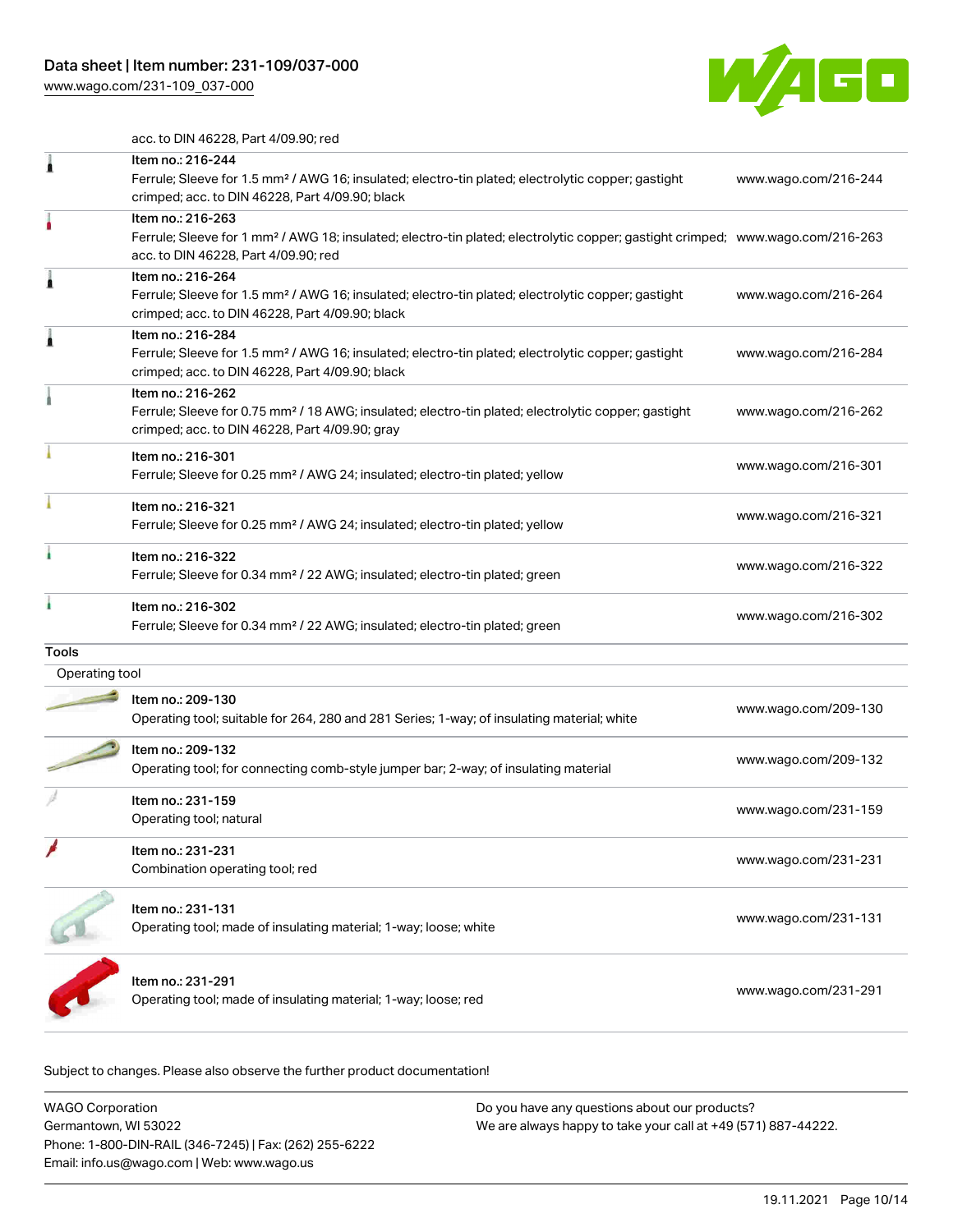acc. to DIN 46228, Part 4/09.90; red

| | | |
|---|---|---|
| | Item no.: 216-244<br>Ferrule; Sleeve for 1.5 mm² / AWG 16; insulated; electro-tin plated; electrolytic copper; gastight crimped; acc. to DIN 46228, Part 4/09.90; black | www.wago.com/216-244 |
| | Item no.: 216-263<br>Ferrule; Sleeve for 1 mm² / AWG 18; insulated; electro-tin plated; electrolytic copper; gastight crimped; acc. to DIN 46228, Part 4/09.90; red | www.wago.com/216-263 |
| | Item no.: 216-264<br>Ferrule; Sleeve for 1.5 mm² / AWG 16; insulated; electro-tin plated; electrolytic copper; gastight crimped; acc. to DIN 46228, Part 4/09.90; black | www.wago.com/216-264 |
| | Item no.: 216-284<br>Ferrule; Sleeve for 1.5 mm² / AWG 16; insulated; electro-tin plated; electrolytic copper; gastight crimped; acc. to DIN 46228, Part 4/09.90; black | www.wago.com/216-284 |
| | Item no.: 216-262<br>Ferrule; Sleeve for 0.75 mm² / 18 AWG; insulated; electro-tin plated; electrolytic copper; gastight crimped; acc. to DIN 46228, Part 4/09.90; gray | www.wago.com/216-262 |
| | Item no.: 216-301<br>Ferrule; Sleeve for 0.25 mm² / AWG 24; insulated; electro-tin plated; yellow | www.wago.com/216-301 |
| | Item no.: 216-321<br>Ferrule; Sleeve for 0.25 mm² / AWG 24; insulated; electro-tin plated; yellow | www.wago.com/216-321 |
| | Item no.: 216-322<br>Ferrule; Sleeve for 0.34 mm² / 22 AWG; insulated; electro-tin plated; green | www.wago.com/216-322 |
| | Item no.: 216-302<br>Ferrule; Sleeve for 0.34 mm² / 22 AWG; insulated; electro-tin plated; green | www.wago.com/216-302 |

**Tools**

Operating tool

| | | |
|---|---|---|
| | Item no.: 209-130<br>Operating tool; suitable for 264, 280 and 281 Series; 1-way; of insulating material; white | www.wago.com/209-130 |
| | Item no.: 209-132<br>Operating tool; for connecting comb-style jumper bar; 2-way; of insulating material | www.wago.com/209-132 |
| | Item no.: 231-159<br>Operating tool; natural | www.wago.com/231-159 |
| | Item no.: 231-231<br>Combination operating tool; red | www.wago.com/231-231 |
| | Item no.: 231-131<br>Operating tool; made of insulating material; 1-way; loose; white | www.wago.com/231-131 |
| | Item no.: 231-291<br>Operating tool; made of insulating material; 1-way; loose; red | www.wago.com/231-291 |

Subject to changes. Please also observe the further product documentation!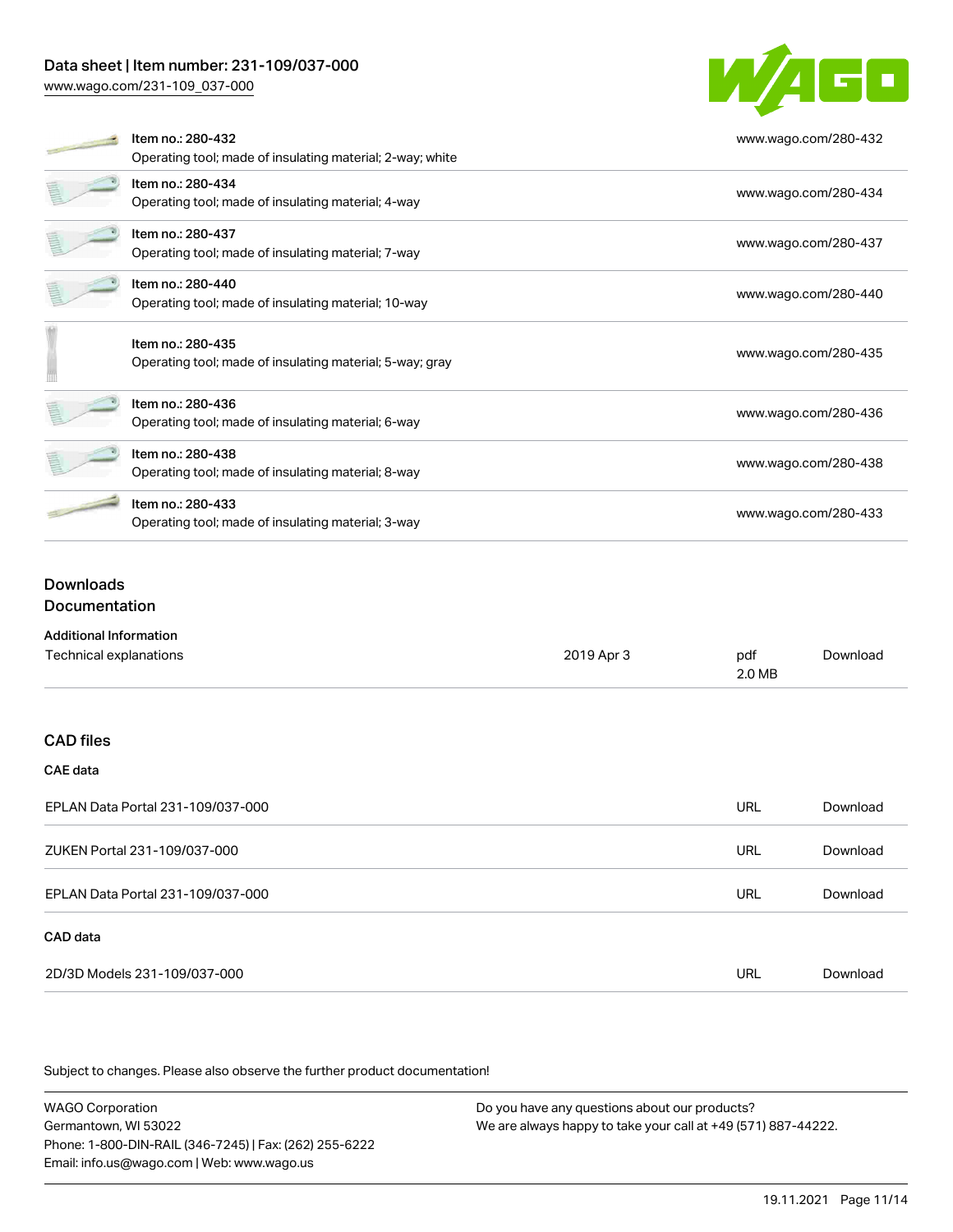| Item | URL |
| --- | --- |
| Item no.: 280-432<br>Operating tool; made of insulating material; 2-way; white | www.wago.com/280-432 |
| Item no.: 280-434<br>Operating tool; made of insulating material; 4-way | www.wago.com/280-434 |
| Item no.: 280-437<br>Operating tool; made of insulating material; 7-way | www.wago.com/280-437 |
| Item no.: 280-440<br>Operating tool; made of insulating material; 10-way | www.wago.com/280-440 |
| Item no.: 280-435<br>Operating tool; made of insulating material; 5-way; gray | www.wago.com/280-435 |
| Item no.: 280-436<br>Operating tool; made of insulating material; 6-way | www.wago.com/280-436 |
| Item no.: 280-438<br>Operating tool; made of insulating material; 8-way | www.wago.com/280-438 |
| Item no.: 280-433<br>Operating tool; made of insulating material; 3-way | www.wago.com/280-433 |

## Downloads

### Documentation

**Additional Information**

| Technical explanations | 2019 Apr 3 | pdf<br>2.0 MB | Download |
| --- | --- | --- | --- |

### CAD files

**CAE data**

| | | |
| --- | --- | --- |
| EPLAN Data Portal 231-109/037-000 | URL | Download |
| ZUKEN Portal 231-109/037-000 | URL | Download |
| EPLAN Data Portal 231-109/037-000 | URL | Download |

**CAD data**

| | | |
| --- | --- | --- |
| 2D/3D Models 231-109/037-000 | URL | Download |

Subject to changes. Please also observe the further product documentation!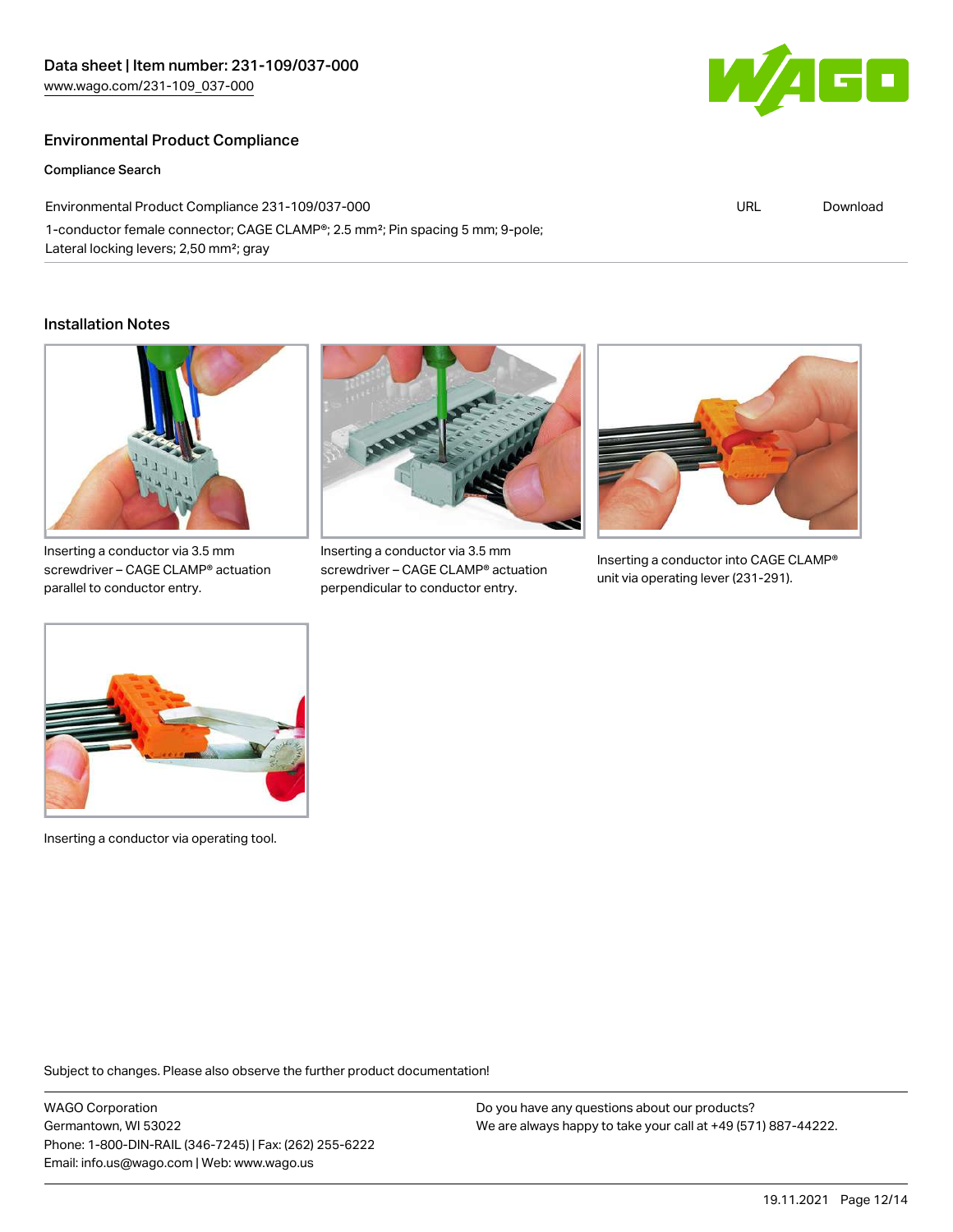## Environmental Product Compliance

### Compliance Search

| Environmental Product Compliance 231-109/037-000 | URL | Download |
|---|---|---|
| 1-conductor female connector; CAGE CLAMP®; 2.5 mm²; Pin spacing 5 mm; 9-pole; Lateral locking levers; 2,50 mm²; gray | | |

## Installation Notes

Inserting a conductor via 3.5 mm screwdriver – CAGE CLAMP® actuation parallel to conductor entry.

Inserting a conductor via 3.5 mm screwdriver – CAGE CLAMP® actuation perpendicular to conductor entry.

Inserting a conductor into CAGE CLAMP® unit via operating lever (231-291).

Inserting a conductor via operating tool.

Subject to changes. Please also observe the further product documentation!

WAGO Corporation
Germantown, WI 53022
Phone: 1-800-DIN-RAIL (346-7245) | Fax: (262) 255-6222
Email: info.us@wago.com | Web: www.wago.us

Do you have any questions about our products?
We are always happy to take your call at +49 (571) 887-44222.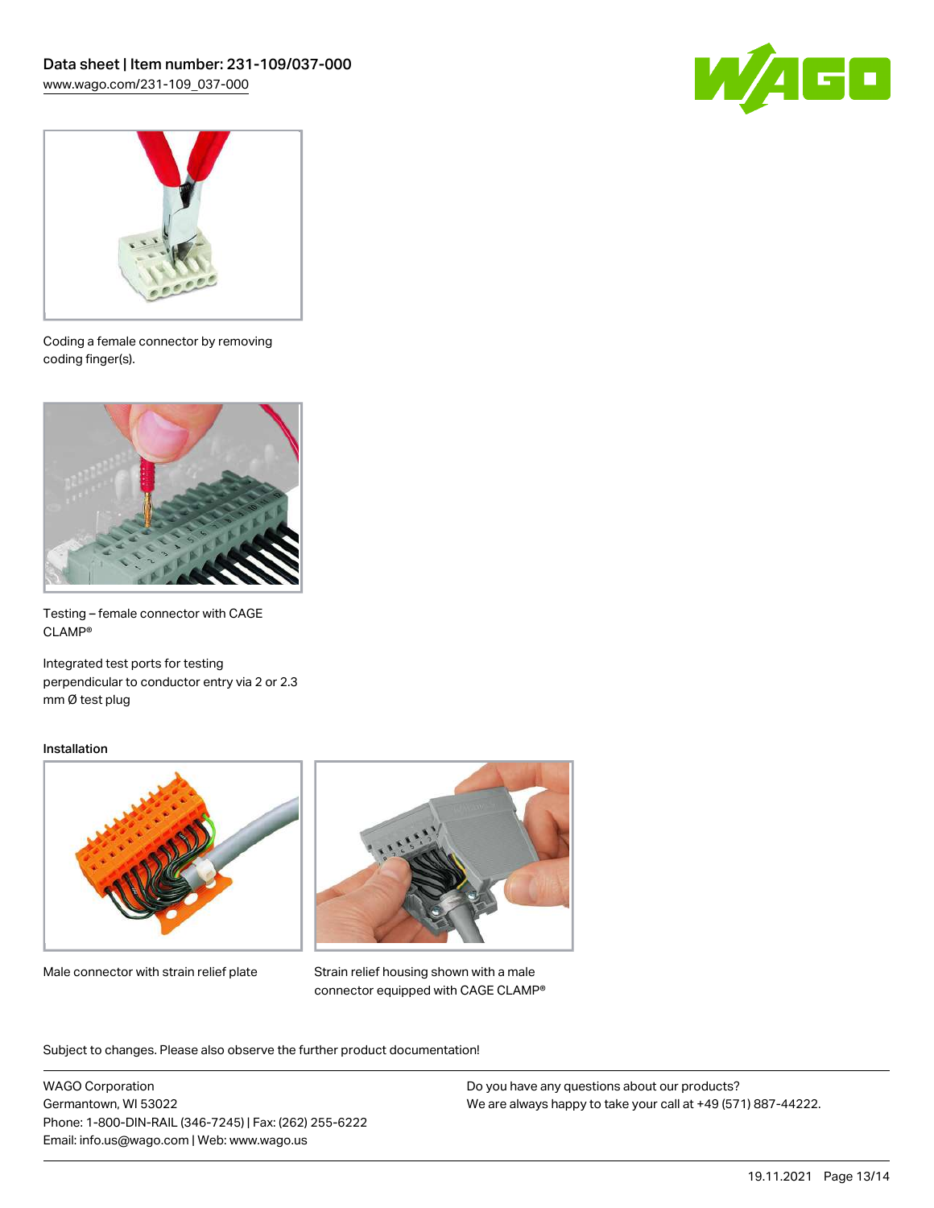Coding a female connector by removing coding finger(s).

Testing – female connector with CAGE CLAMP®

Integrated test ports for testing perpendicular to conductor entry via 2 or 2.3 mm Ø test plug

### Installation

Male connector with strain relief plate

Strain relief housing shown with a male connector equipped with CAGE CLAMP®

Subject to changes. Please also observe the further product documentation!

WAGO Corporation
Germantown, WI 53022
Phone: 1-800-DIN-RAIL (346-7245) | Fax: (262) 255-6222
Email: info.us@wago.com | Web: www.wago.us

Do you have any questions about our products?
We are always happy to take your call at +49 (571) 887-44222.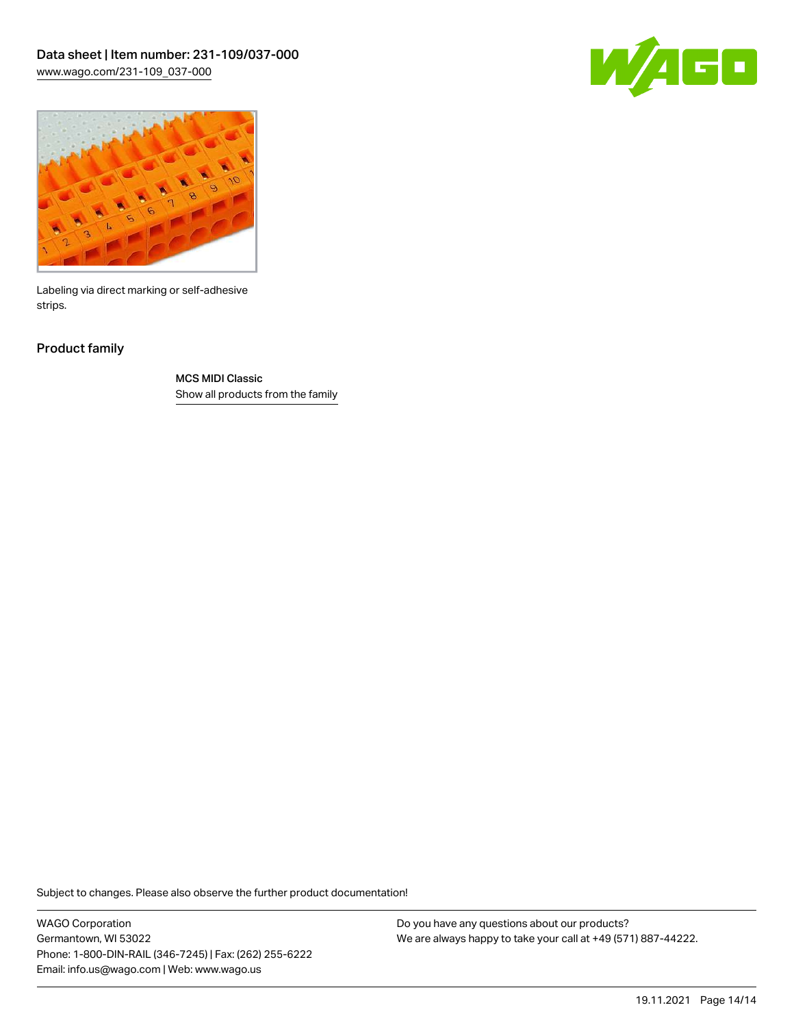Labeling via direct marking or self-adhesive strips.

## Product family

**MCS MIDI Classic**

Show all products from the family

Subject to changes. Please also observe the further product documentation!

WAGO Corporation
Germantown, WI 53022
Phone: 1-800-DIN-RAIL (346-7245) | Fax: (262) 255-6222
Email: info.us@wago.com | Web: www.wago.us

Do you have any questions about our products?
We are always happy to take your call at +49 (571) 887-44222.